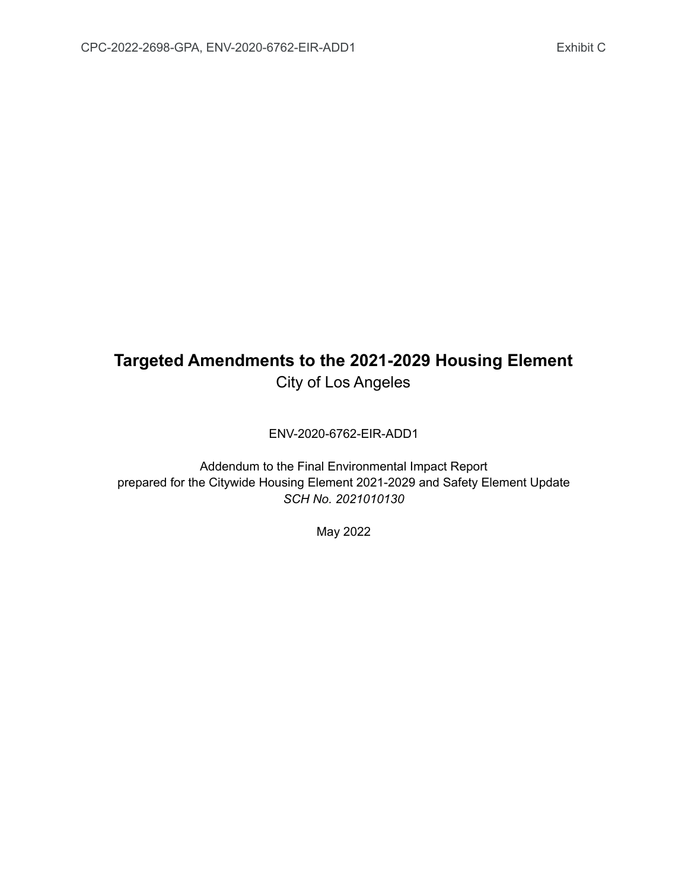# Targeted Amendments to the 2021-2029 Housing Element

City of Los Angeles

ENV-2020-6762-EIR-ADD1

Addendum to the Final Environmental Impact Report
prepared for the Citywide Housing Element 2021-2029 and Safety Element Update
*SCH No. 2021010130*

May 2022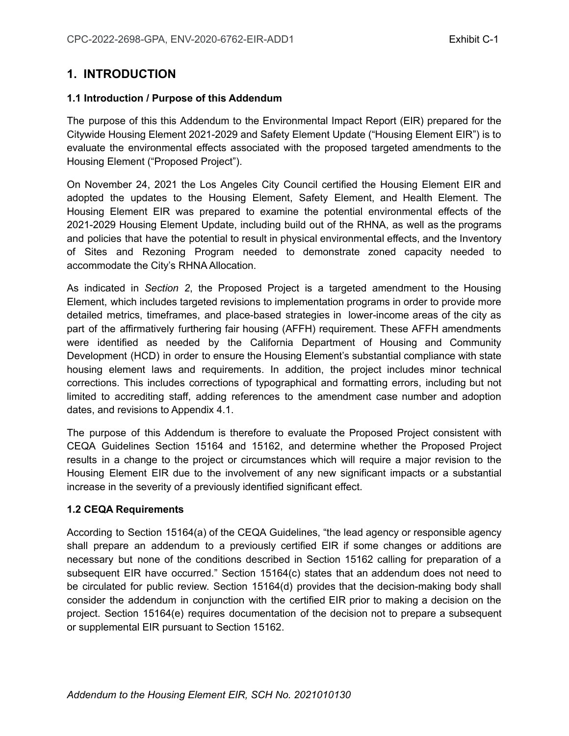# 1. INTRODUCTION

### 1.1 Introduction / Purpose of this Addendum

The purpose of this this Addendum to the Environmental Impact Report (EIR) prepared for the Citywide Housing Element 2021-2029 and Safety Element Update ("Housing Element EIR") is to evaluate the environmental effects associated with the proposed targeted amendments to the Housing Element ("Proposed Project").

On November 24, 2021 the Los Angeles City Council certified the Housing Element EIR and adopted the updates to the Housing Element, Safety Element, and Health Element. The Housing Element EIR was prepared to examine the potential environmental effects of the 2021-2029 Housing Element Update, including build out of the RHNA, as well as the programs and policies that have the potential to result in physical environmental effects, and the Inventory of Sites and Rezoning Program needed to demonstrate zoned capacity needed to accommodate the City's RHNA Allocation.

As indicated in *Section 2*, the Proposed Project is a targeted amendment to the Housing Element, which includes targeted revisions to implementation programs in order to provide more detailed metrics, timeframes, and place-based strategies in lower-income areas of the city as part of the affirmatively furthering fair housing (AFFH) requirement. These AFFH amendments were identified as needed by the California Department of Housing and Community Development (HCD) in order to ensure the Housing Element's substantial compliance with state housing element laws and requirements. In addition, the project includes minor technical corrections. This includes corrections of typographical and formatting errors, including but not limited to accrediting staff, adding references to the amendment case number and adoption dates, and revisions to Appendix 4.1.

The purpose of this Addendum is therefore to evaluate the Proposed Project consistent with CEQA Guidelines Section 15164 and 15162, and determine whether the Proposed Project results in a change to the project or circumstances which will require a major revision to the Housing Element EIR due to the involvement of any new significant impacts or a substantial increase in the severity of a previously identified significant effect.

### 1.2 CEQA Requirements

According to Section 15164(a) of the CEQA Guidelines, "the lead agency or responsible agency shall prepare an addendum to a previously certified EIR if some changes or additions are necessary but none of the conditions described in Section 15162 calling for preparation of a subsequent EIR have occurred." Section 15164(c) states that an addendum does not need to be circulated for public review. Section 15164(d) provides that the decision-making body shall consider the addendum in conjunction with the certified EIR prior to making a decision on the project. Section 15164(e) requires documentation of the decision not to prepare a subsequent or supplemental EIR pursuant to Section 15162.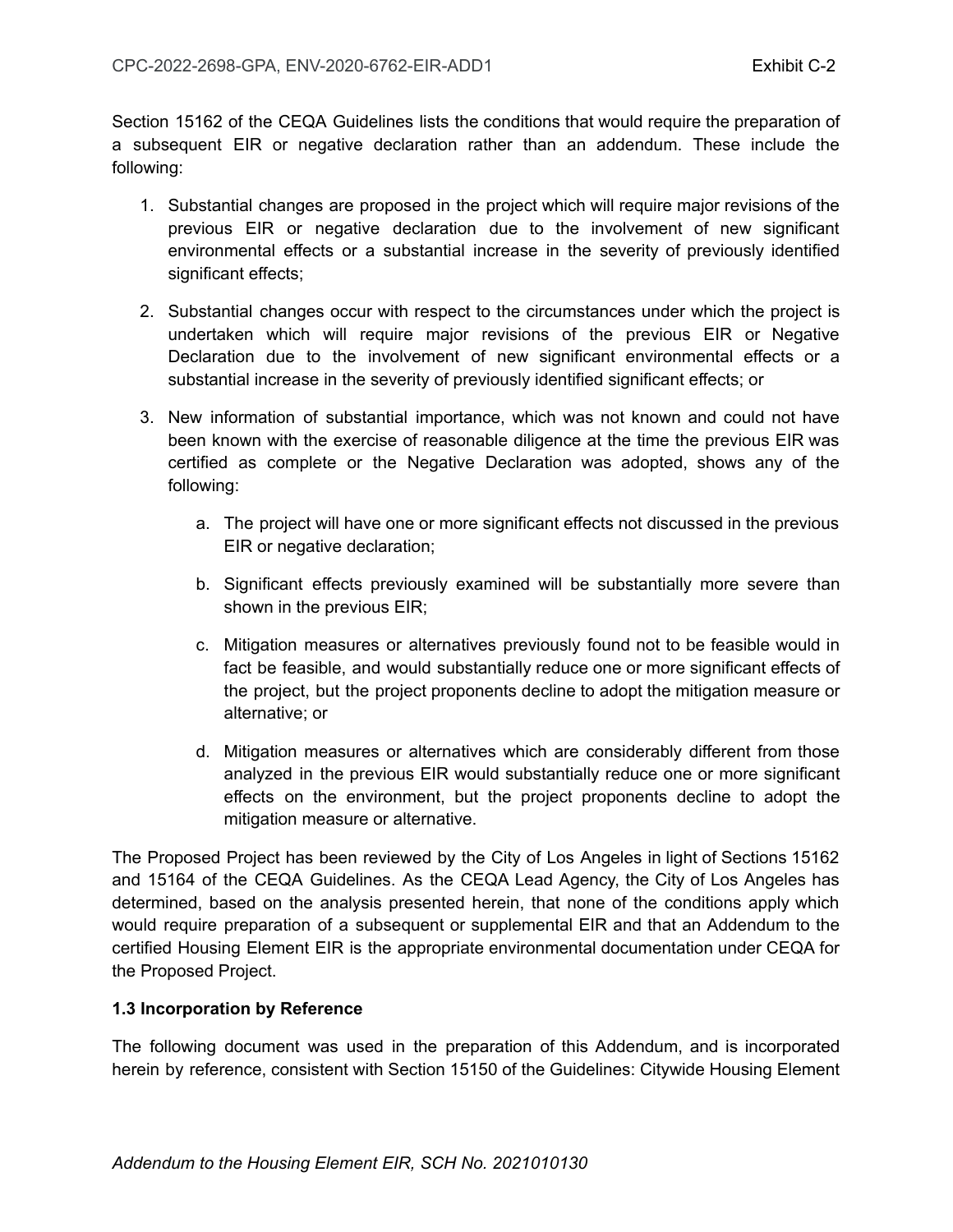Section 15162 of the CEQA Guidelines lists the conditions that would require the preparation of a subsequent EIR or negative declaration rather than an addendum. These include the following:

1. Substantial changes are proposed in the project which will require major revisions of the previous EIR or negative declaration due to the involvement of new significant environmental effects or a substantial increase in the severity of previously identified significant effects;
2. Substantial changes occur with respect to the circumstances under which the project is undertaken which will require major revisions of the previous EIR or Negative Declaration due to the involvement of new significant environmental effects or a substantial increase in the severity of previously identified significant effects; or
3. New information of substantial importance, which was not known and could not have been known with the exercise of reasonable diligence at the time the previous EIR was certified as complete or the Negative Declaration was adopted, shows any of the following:
    a. The project will have one or more significant effects not discussed in the previous EIR or negative declaration;
    b. Significant effects previously examined will be substantially more severe than shown in the previous EIR;
    c. Mitigation measures or alternatives previously found not to be feasible would in fact be feasible, and would substantially reduce one or more significant effects of the project, but the project proponents decline to adopt the mitigation measure or alternative; or
    d. Mitigation measures or alternatives which are considerably different from those analyzed in the previous EIR would substantially reduce one or more significant effects on the environment, but the project proponents decline to adopt the mitigation measure or alternative.

The Proposed Project has been reviewed by the City of Los Angeles in light of Sections 15162 and 15164 of the CEQA Guidelines. As the CEQA Lead Agency, the City of Los Angeles has determined, based on the analysis presented herein, that none of the conditions apply which would require preparation of a subsequent or supplemental EIR and that an Addendum to the certified Housing Element EIR is the appropriate environmental documentation under CEQA for the Proposed Project.

### 1.3 Incorporation by Reference

The following document was used in the preparation of this Addendum, and is incorporated herein by reference, consistent with Section 15150 of the Guidelines: Citywide Housing Element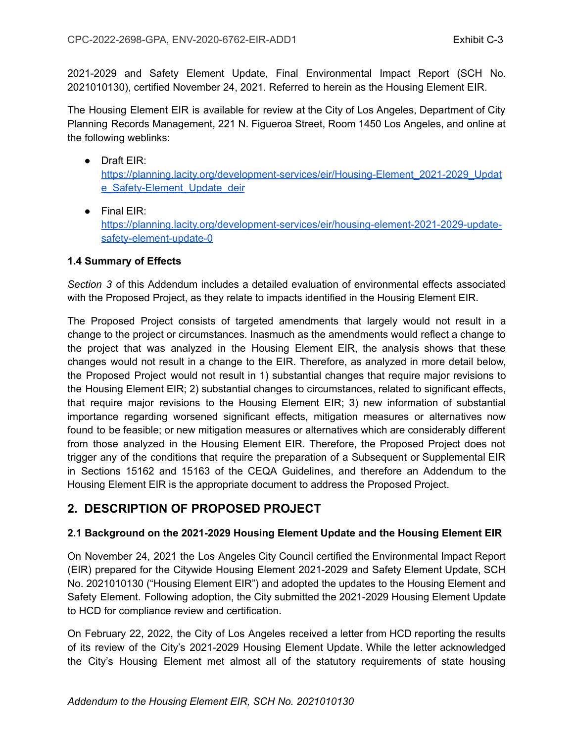2021-2029 and Safety Element Update, Final Environmental Impact Report (SCH No. 2021010130), certified November 24, 2021. Referred to herein as the Housing Element EIR.

The Housing Element EIR is available for review at the City of Los Angeles, Department of City Planning Records Management, 221 N. Figueroa Street, Room 1450 Los Angeles, and online at the following weblinks:

- Draft EIR: https://planning.lacity.org/development-services/eir/Housing-Element_2021-2029_Update_Safety-Element_Update_deir
- Final EIR: https://planning.lacity.org/development-services/eir/housing-element-2021-2029-update-safety-element-update-0

### 1.4 Summary of Effects

*Section 3* of this Addendum includes a detailed evaluation of environmental effects associated with the Proposed Project, as they relate to impacts identified in the Housing Element EIR.

The Proposed Project consists of targeted amendments that largely would not result in a change to the project or circumstances. Inasmuch as the amendments would reflect a change to the project that was analyzed in the Housing Element EIR, the analysis shows that these changes would not result in a change to the EIR. Therefore, as analyzed in more detail below, the Proposed Project would not result in 1) substantial changes that require major revisions to the Housing Element EIR; 2) substantial changes to circumstances, related to significant effects, that require major revisions to the Housing Element EIR; 3) new information of substantial importance regarding worsened significant effects, mitigation measures or alternatives now found to be feasible; or new mitigation measures or alternatives which are considerably different from those analyzed in the Housing Element EIR. Therefore, the Proposed Project does not trigger any of the conditions that require the preparation of a Subsequent or Supplemental EIR in Sections 15162 and 15163 of the CEQA Guidelines, and therefore an Addendum to the Housing Element EIR is the appropriate document to address the Proposed Project.

## 2. DESCRIPTION OF PROPOSED PROJECT

### 2.1 Background on the 2021-2029 Housing Element Update and the Housing Element EIR

On November 24, 2021 the Los Angeles City Council certified the Environmental Impact Report (EIR) prepared for the Citywide Housing Element 2021-2029 and Safety Element Update, SCH No. 2021010130 ("Housing Element EIR") and adopted the updates to the Housing Element and Safety Element. Following adoption, the City submitted the 2021-2029 Housing Element Update to HCD for compliance review and certification.

On February 22, 2022, the City of Los Angeles received a letter from HCD reporting the results of its review of the City's 2021-2029 Housing Element Update. While the letter acknowledged the City's Housing Element met almost all of the statutory requirements of state housing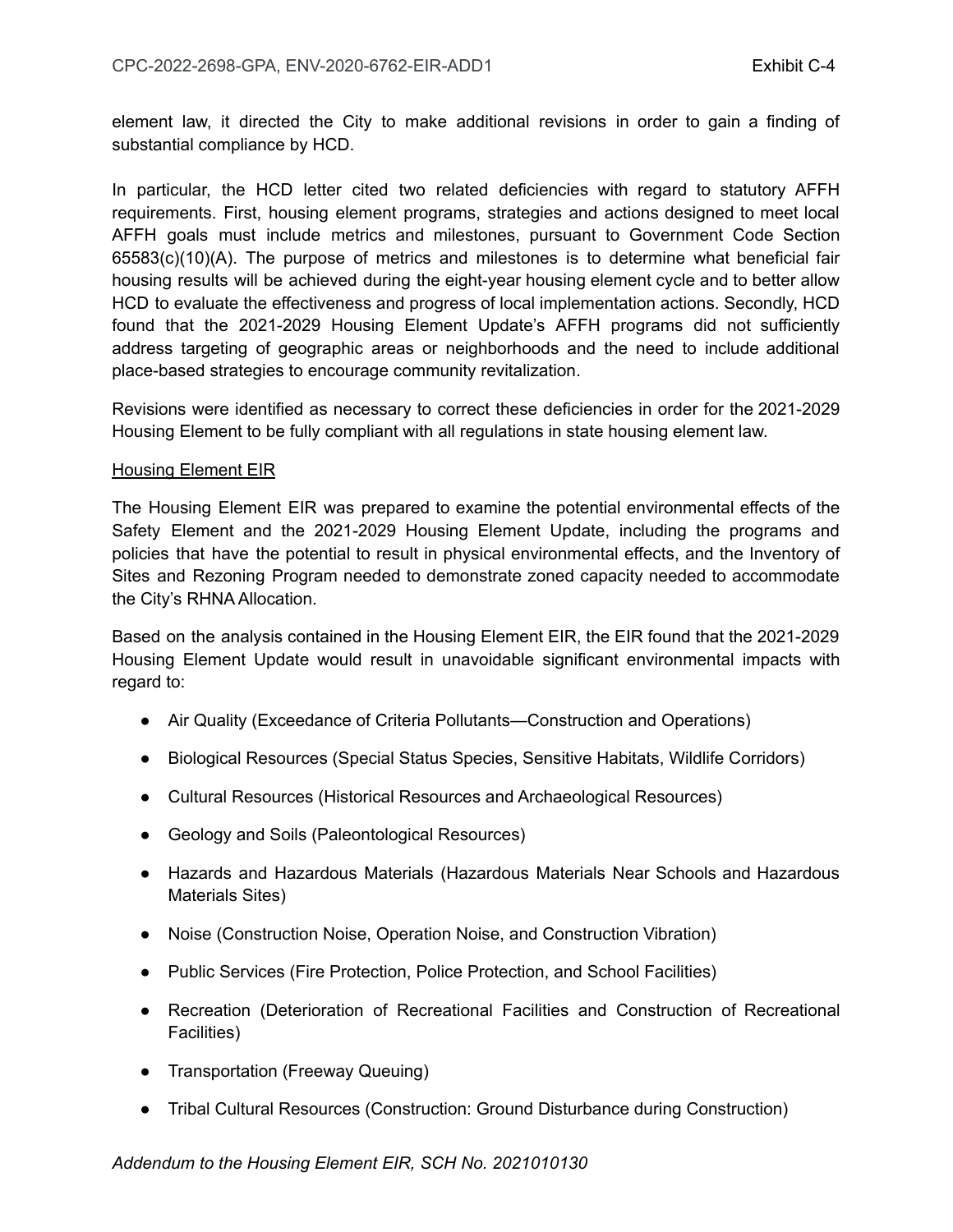element law, it directed the City to make additional revisions in order to gain a finding of substantial compliance by HCD.

In particular, the HCD letter cited two related deficiencies with regard to statutory AFFH requirements. First, housing element programs, strategies and actions designed to meet local AFFH goals must include metrics and milestones, pursuant to Government Code Section 65583(c)(10)(A). The purpose of metrics and milestones is to determine what beneficial fair housing results will be achieved during the eight-year housing element cycle and to better allow HCD to evaluate the effectiveness and progress of local implementation actions. Secondly, HCD found that the 2021-2029 Housing Element Update's AFFH programs did not sufficiently address targeting of geographic areas or neighborhoods and the need to include additional place-based strategies to encourage community revitalization.

Revisions were identified as necessary to correct these deficiencies in order for the 2021-2029 Housing Element to be fully compliant with all regulations in state housing element law.

Housing Element EIR

The Housing Element EIR was prepared to examine the potential environmental effects of the Safety Element and the 2021-2029 Housing Element Update, including the programs and policies that have the potential to result in physical environmental effects, and the Inventory of Sites and Rezoning Program needed to demonstrate zoned capacity needed to accommodate the City's RHNA Allocation.

Based on the analysis contained in the Housing Element EIR, the EIR found that the 2021-2029 Housing Element Update would result in unavoidable significant environmental impacts with regard to:

- Air Quality (Exceedance of Criteria Pollutants—Construction and Operations)
- Biological Resources (Special Status Species, Sensitive Habitats, Wildlife Corridors)
- Cultural Resources (Historical Resources and Archaeological Resources)
- Geology and Soils (Paleontological Resources)
- Hazards and Hazardous Materials (Hazardous Materials Near Schools and Hazardous Materials Sites)
- Noise (Construction Noise, Operation Noise, and Construction Vibration)
- Public Services (Fire Protection, Police Protection, and School Facilities)
- Recreation (Deterioration of Recreational Facilities and Construction of Recreational Facilities)
- Transportation (Freeway Queuing)
- Tribal Cultural Resources (Construction: Ground Disturbance during Construction)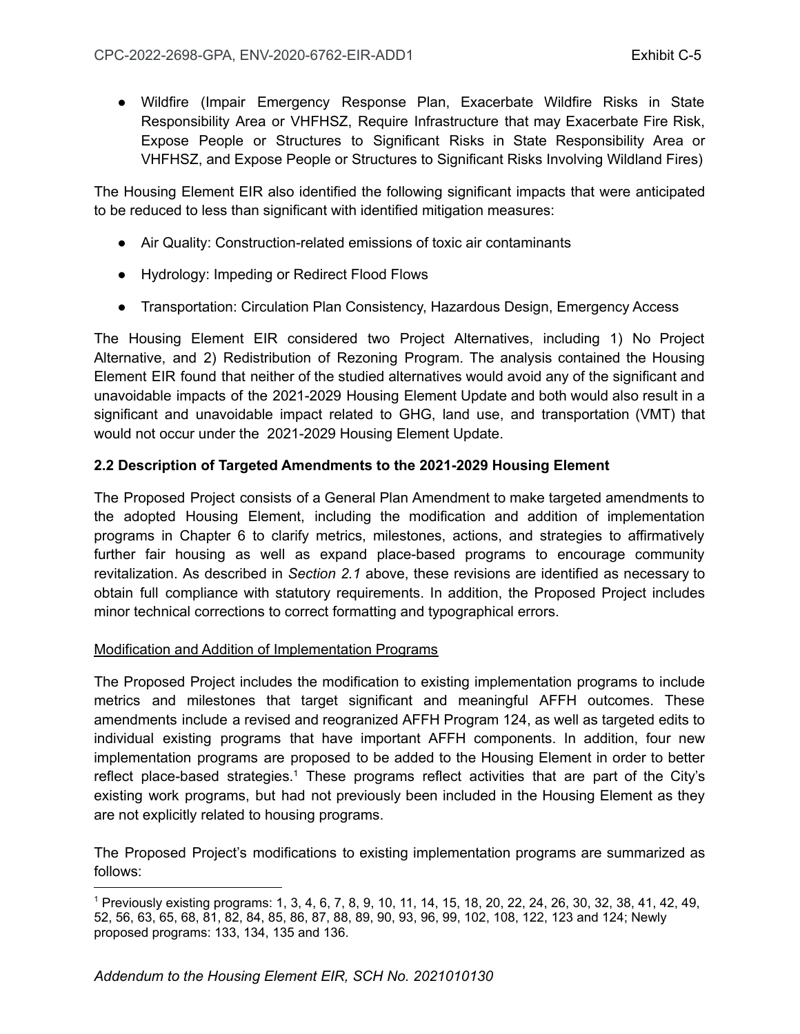- Wildfire (Impair Emergency Response Plan, Exacerbate Wildfire Risks in State Responsibility Area or VHFHSZ, Require Infrastructure that may Exacerbate Fire Risk, Expose People or Structures to Significant Risks in State Responsibility Area or VHFHSZ, and Expose People or Structures to Significant Risks Involving Wildland Fires)

The Housing Element EIR also identified the following significant impacts that were anticipated to be reduced to less than significant with identified mitigation measures:

- Air Quality: Construction-related emissions of toxic air contaminants
- Hydrology: Impeding or Redirect Flood Flows
- Transportation: Circulation Plan Consistency, Hazardous Design, Emergency Access

The Housing Element EIR considered two Project Alternatives, including 1) No Project Alternative, and 2) Redistribution of Rezoning Program. The analysis contained the Housing Element EIR found that neither of the studied alternatives would avoid any of the significant and unavoidable impacts of the 2021-2029 Housing Element Update and both would also result in a significant and unavoidable impact related to GHG, land use, and transportation (VMT) that would not occur under the 2021-2029 Housing Element Update.

**2.2 Description of Targeted Amendments to the 2021-2029 Housing Element**

The Proposed Project consists of a General Plan Amendment to make targeted amendments to the adopted Housing Element, including the modification and addition of implementation programs in Chapter 6 to clarify metrics, milestones, actions, and strategies to affirmatively further fair housing as well as expand place-based programs to encourage community revitalization. As described in *Section 2.1* above, these revisions are identified as necessary to obtain full compliance with statutory requirements. In addition, the Proposed Project includes minor technical corrections to correct formatting and typographical errors.

Modification and Addition of Implementation Programs

The Proposed Project includes the modification to existing implementation programs to include metrics and milestones that target significant and meaningful AFFH outcomes. These amendments include a revised and reogranized AFFH Program 124, as well as targeted edits to individual existing programs that have important AFFH components. In addition, four new implementation programs are proposed to be added to the Housing Element in order to better reflect place-based strategies.[1] These programs reflect activities that are part of the City's existing work programs, but had not previously been included in the Housing Element as they are not explicitly related to housing programs.

The Proposed Project's modifications to existing implementation programs are summarized as follows:

[1] Previously existing programs: 1, 3, 4, 6, 7, 8, 9, 10, 11, 14, 15, 18, 20, 22, 24, 26, 30, 32, 38, 41, 42, 49, 52, 56, 63, 65, 68, 81, 82, 84, 85, 86, 87, 88, 89, 90, 93, 96, 99, 102, 108, 122, 123 and 124; Newly proposed programs: 133, 134, 135 and 136.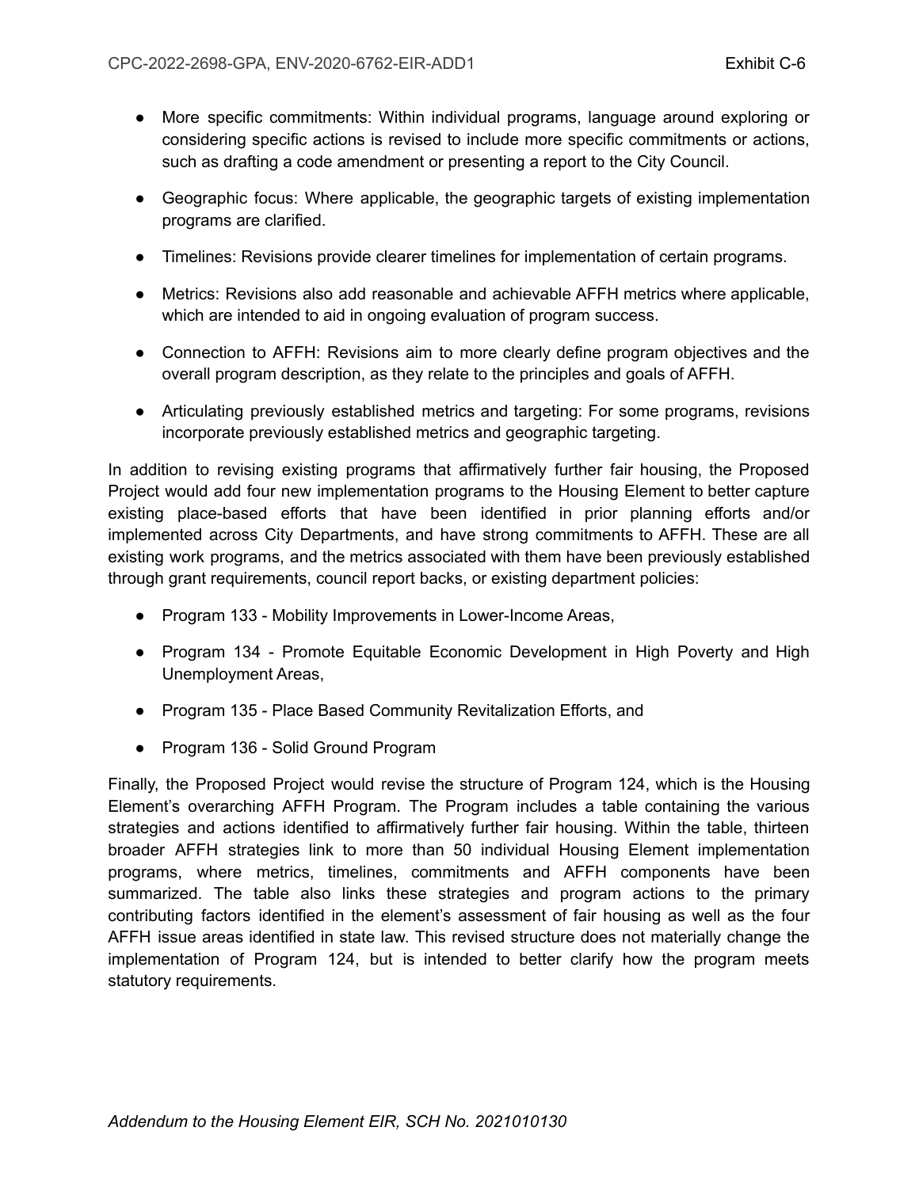- More specific commitments: Within individual programs, language around exploring or considering specific actions is revised to include more specific commitments or actions, such as drafting a code amendment or presenting a report to the City Council.
- Geographic focus: Where applicable, the geographic targets of existing implementation programs are clarified.
- Timelines: Revisions provide clearer timelines for implementation of certain programs.
- Metrics: Revisions also add reasonable and achievable AFFH metrics where applicable, which are intended to aid in ongoing evaluation of program success.
- Connection to AFFH: Revisions aim to more clearly define program objectives and the overall program description, as they relate to the principles and goals of AFFH.
- Articulating previously established metrics and targeting: For some programs, revisions incorporate previously established metrics and geographic targeting.

In addition to revising existing programs that affirmatively further fair housing, the Proposed Project would add four new implementation programs to the Housing Element to better capture existing place-based efforts that have been identified in prior planning efforts and/or implemented across City Departments, and have strong commitments to AFFH. These are all existing work programs, and the metrics associated with them have been previously established through grant requirements, council report backs, or existing department policies:

- Program 133 - Mobility Improvements in Lower-Income Areas,
- Program 134 - Promote Equitable Economic Development in High Poverty and High Unemployment Areas,
- Program 135 - Place Based Community Revitalization Efforts, and
- Program 136 - Solid Ground Program

Finally, the Proposed Project would revise the structure of Program 124, which is the Housing Element's overarching AFFH Program. The Program includes a table containing the various strategies and actions identified to affirmatively further fair housing. Within the table, thirteen broader AFFH strategies link to more than 50 individual Housing Element implementation programs, where metrics, timelines, commitments and AFFH components have been summarized. The table also links these strategies and program actions to the primary contributing factors identified in the element's assessment of fair housing as well as the four AFFH issue areas identified in state law. This revised structure does not materially change the implementation of Program 124, but is intended to better clarify how the program meets statutory requirements.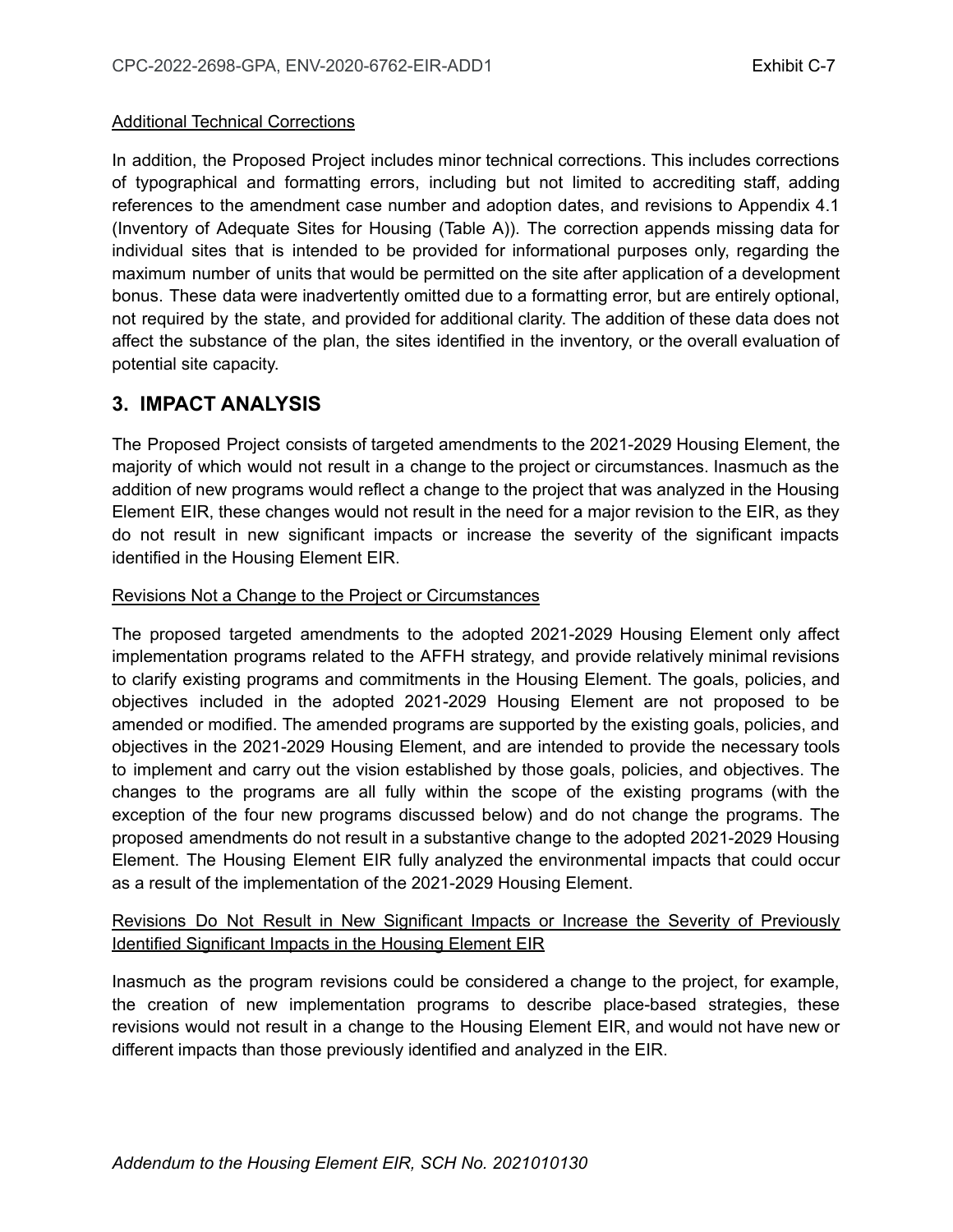Additional Technical Corrections

In addition, the Proposed Project includes minor technical corrections. This includes corrections of typographical and formatting errors, including but not limited to accrediting staff, adding references to the amendment case number and adoption dates, and revisions to Appendix 4.1 (Inventory of Adequate Sites for Housing (Table A)). The correction appends missing data for individual sites that is intended to be provided for informational purposes only, regarding the maximum number of units that would be permitted on the site after application of a development bonus. These data were inadvertently omitted due to a formatting error, but are entirely optional, not required by the state, and provided for additional clarity. The addition of these data does not affect the substance of the plan, the sites identified in the inventory, or the overall evaluation of potential site capacity.

## 3. IMPACT ANALYSIS

The Proposed Project consists of targeted amendments to the 2021-2029 Housing Element, the majority of which would not result in a change to the project or circumstances. Inasmuch as the addition of new programs would reflect a change to the project that was analyzed in the Housing Element EIR, these changes would not result in the need for a major revision to the EIR, as they do not result in new significant impacts or increase the severity of the significant impacts identified in the Housing Element EIR.

Revisions Not a Change to the Project or Circumstances

The proposed targeted amendments to the adopted 2021-2029 Housing Element only affect implementation programs related to the AFFH strategy, and provide relatively minimal revisions to clarify existing programs and commitments in the Housing Element. The goals, policies, and objectives included in the adopted 2021-2029 Housing Element are not proposed to be amended or modified. The amended programs are supported by the existing goals, policies, and objectives in the 2021-2029 Housing Element, and are intended to provide the necessary tools to implement and carry out the vision established by those goals, policies, and objectives. The changes to the programs are all fully within the scope of the existing programs (with the exception of the four new programs discussed below) and do not change the programs. The proposed amendments do not result in a substantive change to the adopted 2021-2029 Housing Element. The Housing Element EIR fully analyzed the environmental impacts that could occur as a result of the implementation of the 2021-2029 Housing Element.

Revisions Do Not Result in New Significant Impacts or Increase the Severity of Previously Identified Significant Impacts in the Housing Element EIR

Inasmuch as the program revisions could be considered a change to the project, for example, the creation of new implementation programs to describe place-based strategies, these revisions would not result in a change to the Housing Element EIR, and would not have new or different impacts than those previously identified and analyzed in the EIR.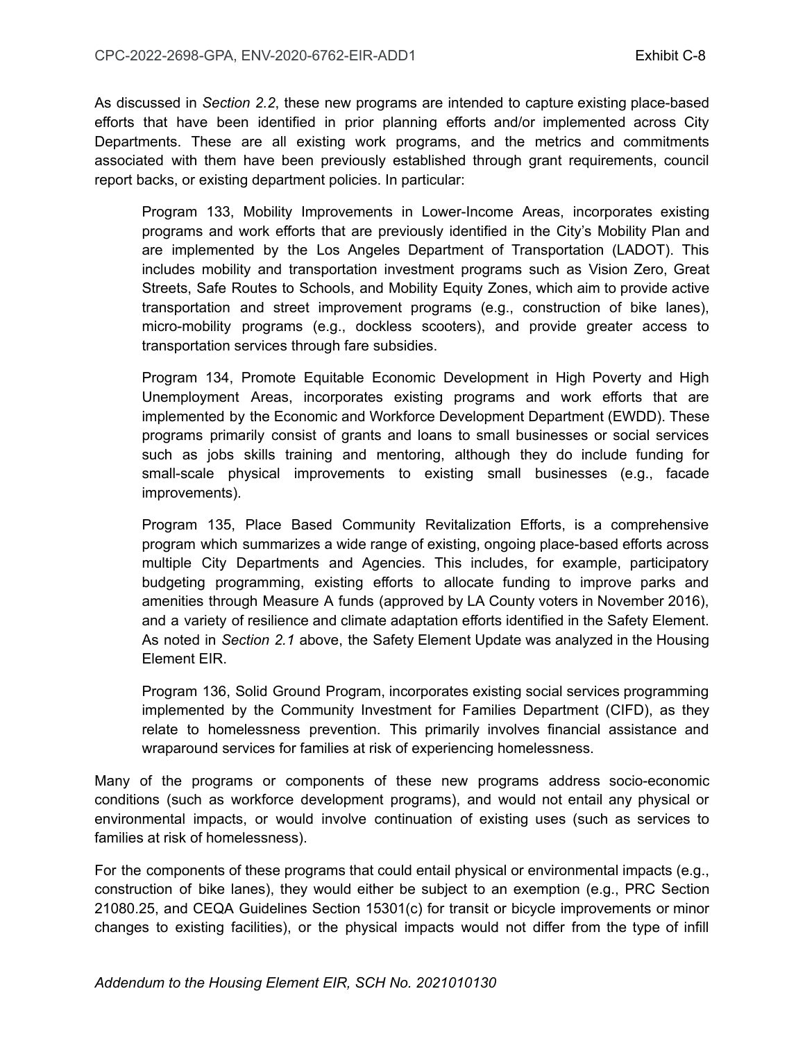As discussed in *Section 2.2*, these new programs are intended to capture existing place-based efforts that have been identified in prior planning efforts and/or implemented across City Departments. These are all existing work programs, and the metrics and commitments associated with them have been previously established through grant requirements, council report backs, or existing department policies. In particular:

> Program 133, Mobility Improvements in Lower-Income Areas, incorporates existing programs and work efforts that are previously identified in the City's Mobility Plan and are implemented by the Los Angeles Department of Transportation (LADOT). This includes mobility and transportation investment programs such as Vision Zero, Great Streets, Safe Routes to Schools, and Mobility Equity Zones, which aim to provide active transportation and street improvement programs (e.g., construction of bike lanes), micro-mobility programs (e.g., dockless scooters), and provide greater access to transportation services through fare subsidies.
>
> Program 134, Promote Equitable Economic Development in High Poverty and High Unemployment Areas, incorporates existing programs and work efforts that are implemented by the Economic and Workforce Development Department (EWDD). These programs primarily consist of grants and loans to small businesses or social services such as jobs skills training and mentoring, although they do include funding for small-scale physical improvements to existing small businesses (e.g., facade improvements).
>
> Program 135, Place Based Community Revitalization Efforts, is a comprehensive program which summarizes a wide range of existing, ongoing place-based efforts across multiple City Departments and Agencies. This includes, for example, participatory budgeting programming, existing efforts to allocate funding to improve parks and amenities through Measure A funds (approved by LA County voters in November 2016), and a variety of resilience and climate adaptation efforts identified in the Safety Element. As noted in *Section 2.1* above, the Safety Element Update was analyzed in the Housing Element EIR.
>
> Program 136, Solid Ground Program, incorporates existing social services programming implemented by the Community Investment for Families Department (CIFD), as they relate to homelessness prevention. This primarily involves financial assistance and wraparound services for families at risk of experiencing homelessness.

Many of the programs or components of these new programs address socio-economic conditions (such as workforce development programs), and would not entail any physical or environmental impacts, or would involve continuation of existing uses (such as services to families at risk of homelessness).

For the components of these programs that could entail physical or environmental impacts (e.g., construction of bike lanes), they would either be subject to an exemption (e.g., PRC Section 21080.25, and CEQA Guidelines Section 15301(c) for transit or bicycle improvements or minor changes to existing facilities), or the physical impacts would not differ from the type of infill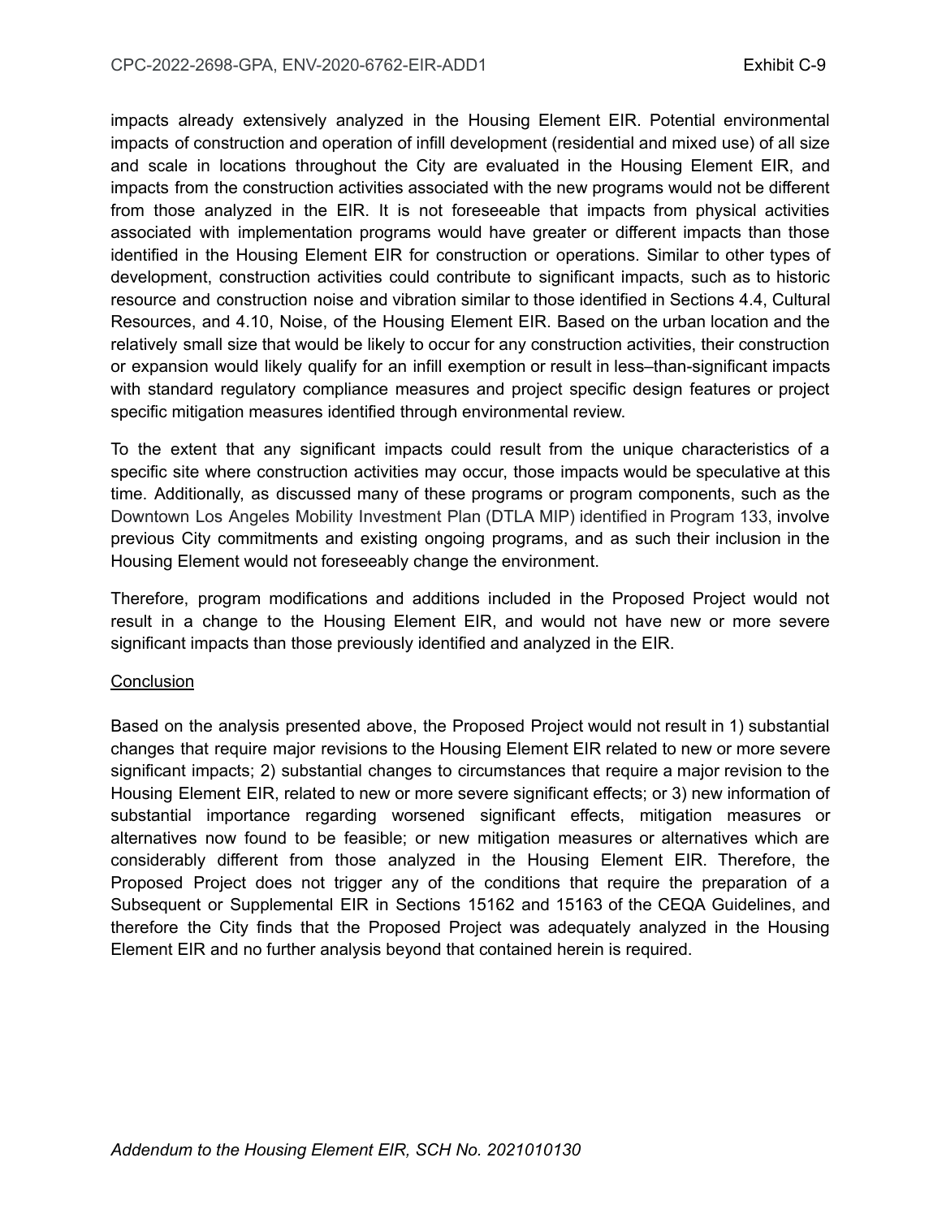impacts already extensively analyzed in the Housing Element EIR. Potential environmental impacts of construction and operation of infill development (residential and mixed use) of all size and scale in locations throughout the City are evaluated in the Housing Element EIR, and impacts from the construction activities associated with the new programs would not be different from those analyzed in the EIR. It is not foreseeable that impacts from physical activities associated with implementation programs would have greater or different impacts than those identified in the Housing Element EIR for construction or operations. Similar to other types of development, construction activities could contribute to significant impacts, such as to historic resource and construction noise and vibration similar to those identified in Sections 4.4, Cultural Resources, and 4.10, Noise, of the Housing Element EIR. Based on the urban location and the relatively small size that would be likely to occur for any construction activities, their construction or expansion would likely qualify for an infill exemption or result in less–than-significant impacts with standard regulatory compliance measures and project specific design features or project specific mitigation measures identified through environmental review.

To the extent that any significant impacts could result from the unique characteristics of a specific site where construction activities may occur, those impacts would be speculative at this time. Additionally, as discussed many of these programs or program components, such as the Downtown Los Angeles Mobility Investment Plan (DTLA MIP) identified in Program 133, involve previous City commitments and existing ongoing programs, and as such their inclusion in the Housing Element would not foreseeably change the environment.

Therefore, program modifications and additions included in the Proposed Project would not result in a change to the Housing Element EIR, and would not have new or more severe significant impacts than those previously identified and analyzed in the EIR.

Conclusion

Based on the analysis presented above, the Proposed Project would not result in 1) substantial changes that require major revisions to the Housing Element EIR related to new or more severe significant impacts; 2) substantial changes to circumstances that require a major revision to the Housing Element EIR, related to new or more severe significant effects; or 3) new information of substantial importance regarding worsened significant effects, mitigation measures or alternatives now found to be feasible; or new mitigation measures or alternatives which are considerably different from those analyzed in the Housing Element EIR. Therefore, the Proposed Project does not trigger any of the conditions that require the preparation of a Subsequent or Supplemental EIR in Sections 15162 and 15163 of the CEQA Guidelines, and therefore the City finds that the Proposed Project was adequately analyzed in the Housing Element EIR and no further analysis beyond that contained herein is required.